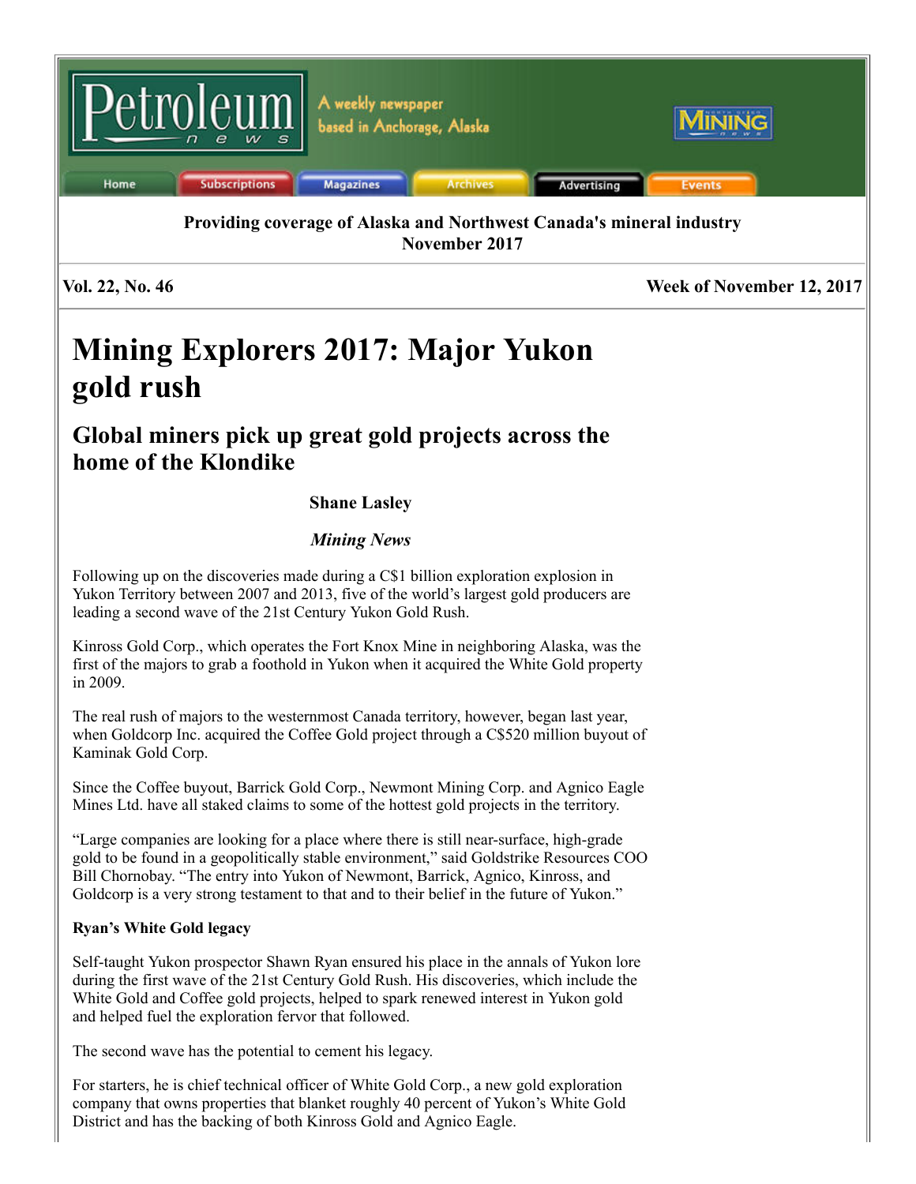Providing coverage of Alaska and Northwest Canada's mineral industry
November 2017

**Vol. 22, No. 46** **Week of November 12, 2017**

# Mining Explorers 2017: Major Yukon gold rush

## Global miners pick up great gold projects across the home of the Klondike

**Shane Lasley**

***Mining News***

Following up on the discoveries made during a C$1 billion exploration explosion in Yukon Territory between 2007 and 2013, five of the world's largest gold producers are leading a second wave of the 21st Century Yukon Gold Rush.

Kinross Gold Corp., which operates the Fort Knox Mine in neighboring Alaska, was the first of the majors to grab a foothold in Yukon when it acquired the White Gold property in 2009.

The real rush of majors to the westernmost Canada territory, however, began last year, when Goldcorp Inc. acquired the Coffee Gold project through a C$520 million buyout of Kaminak Gold Corp.

Since the Coffee buyout, Barrick Gold Corp., Newmont Mining Corp. and Agnico Eagle Mines Ltd. have all staked claims to some of the hottest gold projects in the territory.

"Large companies are looking for a place where there is still near-surface, high-grade gold to be found in a geopolitically stable environment," said Goldstrike Resources COO Bill Chornobay. "The entry into Yukon of Newmont, Barrick, Agnico, Kinross, and Goldcorp is a very strong testament to that and to their belief in the future of Yukon."

**Ryan's White Gold legacy**

Self-taught Yukon prospector Shawn Ryan ensured his place in the annals of Yukon lore during the first wave of the 21st Century Gold Rush. His discoveries, which include the White Gold and Coffee gold projects, helped to spark renewed interest in Yukon gold and helped fuel the exploration fervor that followed.

The second wave has the potential to cement his legacy.

For starters, he is chief technical officer of White Gold Corp., a new gold exploration company that owns properties that blanket roughly 40 percent of Yukon's White Gold District and has the backing of both Kinross Gold and Agnico Eagle.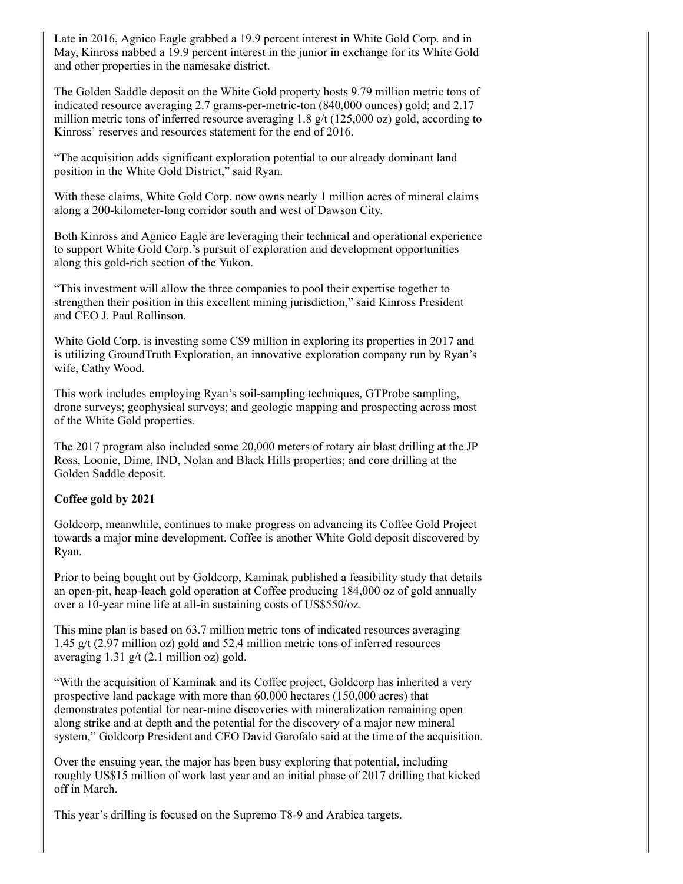Late in 2016, Agnico Eagle grabbed a 19.9 percent interest in White Gold Corp. and in May, Kinross nabbed a 19.9 percent interest in the junior in exchange for its White Gold and other properties in the namesake district.

The Golden Saddle deposit on the White Gold property hosts 9.79 million metric tons of indicated resource averaging 2.7 grams-per-metric-ton (840,000 ounces) gold; and 2.17 million metric tons of inferred resource averaging 1.8 g/t (125,000 oz) gold, according to Kinross' reserves and resources statement for the end of 2016.

"The acquisition adds significant exploration potential to our already dominant land position in the White Gold District," said Ryan.

With these claims, White Gold Corp. now owns nearly 1 million acres of mineral claims along a 200-kilometer-long corridor south and west of Dawson City.

Both Kinross and Agnico Eagle are leveraging their technical and operational experience to support White Gold Corp.'s pursuit of exploration and development opportunities along this gold-rich section of the Yukon.

"This investment will allow the three companies to pool their expertise together to strengthen their position in this excellent mining jurisdiction," said Kinross President and CEO J. Paul Rollinson.

White Gold Corp. is investing some C$9 million in exploring its properties in 2017 and is utilizing GroundTruth Exploration, an innovative exploration company run by Ryan's wife, Cathy Wood.

This work includes employing Ryan's soil-sampling techniques, GTProbe sampling, drone surveys; geophysical surveys; and geologic mapping and prospecting across most of the White Gold properties.

The 2017 program also included some 20,000 meters of rotary air blast drilling at the JP Ross, Loonie, Dime, IND, Nolan and Black Hills properties; and core drilling at the Golden Saddle deposit.

**Coffee gold by 2021**

Goldcorp, meanwhile, continues to make progress on advancing its Coffee Gold Project towards a major mine development. Coffee is another White Gold deposit discovered by Ryan.

Prior to being bought out by Goldcorp, Kaminak published a feasibility study that details an open-pit, heap-leach gold operation at Coffee producing 184,000 oz of gold annually over a 10-year mine life at all-in sustaining costs of US$550/oz.

This mine plan is based on 63.7 million metric tons of indicated resources averaging 1.45 g/t (2.97 million oz) gold and 52.4 million metric tons of inferred resources averaging 1.31 g/t (2.1 million oz) gold.

"With the acquisition of Kaminak and its Coffee project, Goldcorp has inherited a very prospective land package with more than 60,000 hectares (150,000 acres) that demonstrates potential for near-mine discoveries with mineralization remaining open along strike and at depth and the potential for the discovery of a major new mineral system," Goldcorp President and CEO David Garofalo said at the time of the acquisition.

Over the ensuing year, the major has been busy exploring that potential, including roughly US$15 million of work last year and an initial phase of 2017 drilling that kicked off in March.

This year's drilling is focused on the Supremo T8-9 and Arabica targets.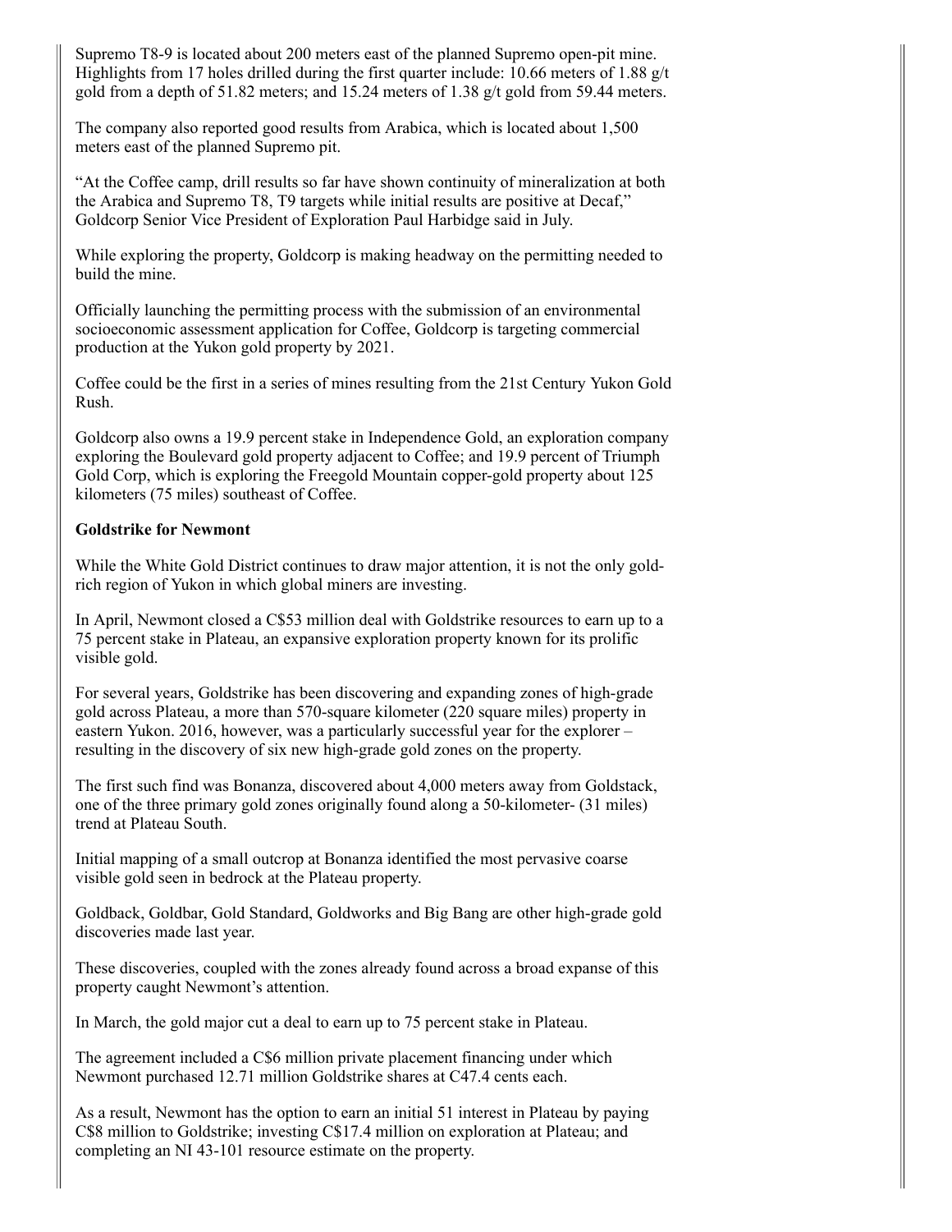Supremo T8-9 is located about 200 meters east of the planned Supremo open-pit mine. Highlights from 17 holes drilled during the first quarter include: 10.66 meters of 1.88 g/t gold from a depth of 51.82 meters; and 15.24 meters of 1.38 g/t gold from 59.44 meters.

The company also reported good results from Arabica, which is located about 1,500 meters east of the planned Supremo pit.

"At the Coffee camp, drill results so far have shown continuity of mineralization at both the Arabica and Supremo T8, T9 targets while initial results are positive at Decaf," Goldcorp Senior Vice President of Exploration Paul Harbidge said in July.

While exploring the property, Goldcorp is making headway on the permitting needed to build the mine.

Officially launching the permitting process with the submission of an environmental socioeconomic assessment application for Coffee, Goldcorp is targeting commercial production at the Yukon gold property by 2021.

Coffee could be the first in a series of mines resulting from the 21st Century Yukon Gold Rush.

Goldcorp also owns a 19.9 percent stake in Independence Gold, an exploration company exploring the Boulevard gold property adjacent to Coffee; and 19.9 percent of Triumph Gold Corp, which is exploring the Freegold Mountain copper-gold property about 125 kilometers (75 miles) southeast of Coffee.

**Goldstrike for Newmont**

While the White Gold District continues to draw major attention, it is not the only gold-rich region of Yukon in which global miners are investing.

In April, Newmont closed a C$53 million deal with Goldstrike resources to earn up to a 75 percent stake in Plateau, an expansive exploration property known for its prolific visible gold.

For several years, Goldstrike has been discovering and expanding zones of high-grade gold across Plateau, a more than 570-square kilometer (220 square miles) property in eastern Yukon. 2016, however, was a particularly successful year for the explorer – resulting in the discovery of six new high-grade gold zones on the property.

The first such find was Bonanza, discovered about 4,000 meters away from Goldstack, one of the three primary gold zones originally found along a 50-kilometer- (31 miles) trend at Plateau South.

Initial mapping of a small outcrop at Bonanza identified the most pervasive coarse visible gold seen in bedrock at the Plateau property.

Goldback, Goldbar, Gold Standard, Goldworks and Big Bang are other high-grade gold discoveries made last year.

These discoveries, coupled with the zones already found across a broad expanse of this property caught Newmont's attention.

In March, the gold major cut a deal to earn up to 75 percent stake in Plateau.

The agreement included a C$6 million private placement financing under which Newmont purchased 12.71 million Goldstrike shares at C47.4 cents each.

As a result, Newmont has the option to earn an initial 51 interest in Plateau by paying C$8 million to Goldstrike; investing C$17.4 million on exploration at Plateau; and completing an NI 43-101 resource estimate on the property.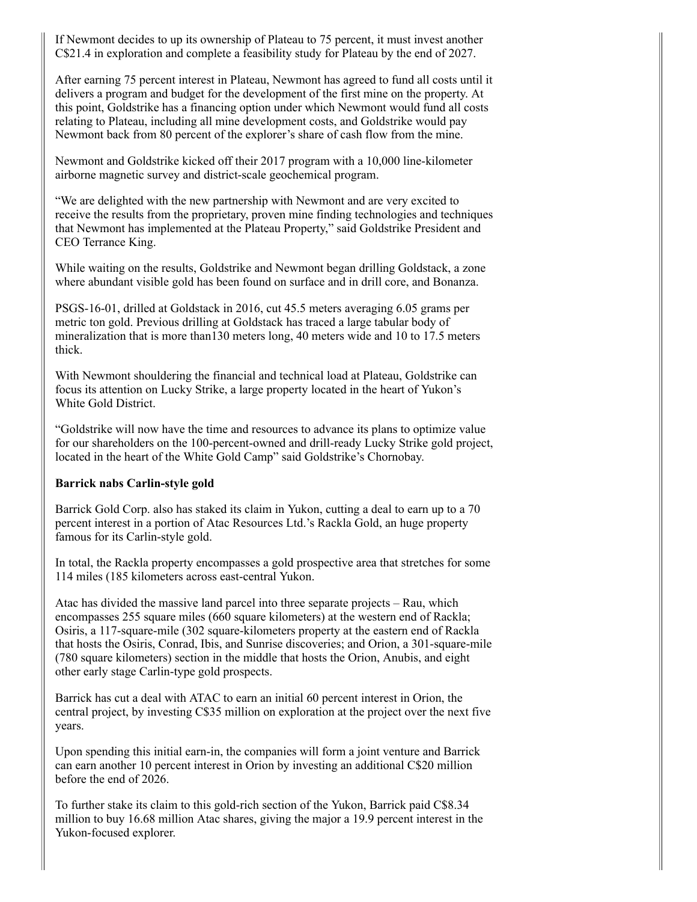If Newmont decides to up its ownership of Plateau to 75 percent, it must invest another C$21.4 in exploration and complete a feasibility study for Plateau by the end of 2027.

After earning 75 percent interest in Plateau, Newmont has agreed to fund all costs until it delivers a program and budget for the development of the first mine on the property. At this point, Goldstrike has a financing option under which Newmont would fund all costs relating to Plateau, including all mine development costs, and Goldstrike would pay Newmont back from 80 percent of the explorer's share of cash flow from the mine.

Newmont and Goldstrike kicked off their 2017 program with a 10,000 line-kilometer airborne magnetic survey and district-scale geochemical program.

"We are delighted with the new partnership with Newmont and are very excited to receive the results from the proprietary, proven mine finding technologies and techniques that Newmont has implemented at the Plateau Property," said Goldstrike President and CEO Terrance King.

While waiting on the results, Goldstrike and Newmont began drilling Goldstack, a zone where abundant visible gold has been found on surface and in drill core, and Bonanza.

PSGS-16-01, drilled at Goldstack in 2016, cut 45.5 meters averaging 6.05 grams per metric ton gold. Previous drilling at Goldstack has traced a large tabular body of mineralization that is more than130 meters long, 40 meters wide and 10 to 17.5 meters thick.

With Newmont shouldering the financial and technical load at Plateau, Goldstrike can focus its attention on Lucky Strike, a large property located in the heart of Yukon's White Gold District.

"Goldstrike will now have the time and resources to advance its plans to optimize value for our shareholders on the 100-percent-owned and drill-ready Lucky Strike gold project, located in the heart of the White Gold Camp" said Goldstrike's Chornobay.

**Barrick nabs Carlin-style gold**

Barrick Gold Corp. also has staked its claim in Yukon, cutting a deal to earn up to a 70 percent interest in a portion of Atac Resources Ltd.'s Rackla Gold, an huge property famous for its Carlin-style gold.

In total, the Rackla property encompasses a gold prospective area that stretches for some 114 miles (185 kilometers across east-central Yukon.

Atac has divided the massive land parcel into three separate projects – Rau, which encompasses 255 square miles (660 square kilometers) at the western end of Rackla; Osiris, a 117-square-mile (302 square-kilometers property at the eastern end of Rackla that hosts the Osiris, Conrad, Ibis, and Sunrise discoveries; and Orion, a 301-square-mile (780 square kilometers) section in the middle that hosts the Orion, Anubis, and eight other early stage Carlin-type gold prospects.

Barrick has cut a deal with ATAC to earn an initial 60 percent interest in Orion, the central project, by investing C$35 million on exploration at the project over the next five years.

Upon spending this initial earn-in, the companies will form a joint venture and Barrick can earn another 10 percent interest in Orion by investing an additional C$20 million before the end of 2026.

To further stake its claim to this gold-rich section of the Yukon, Barrick paid C$8.34 million to buy 16.68 million Atac shares, giving the major a 19.9 percent interest in the Yukon-focused explorer.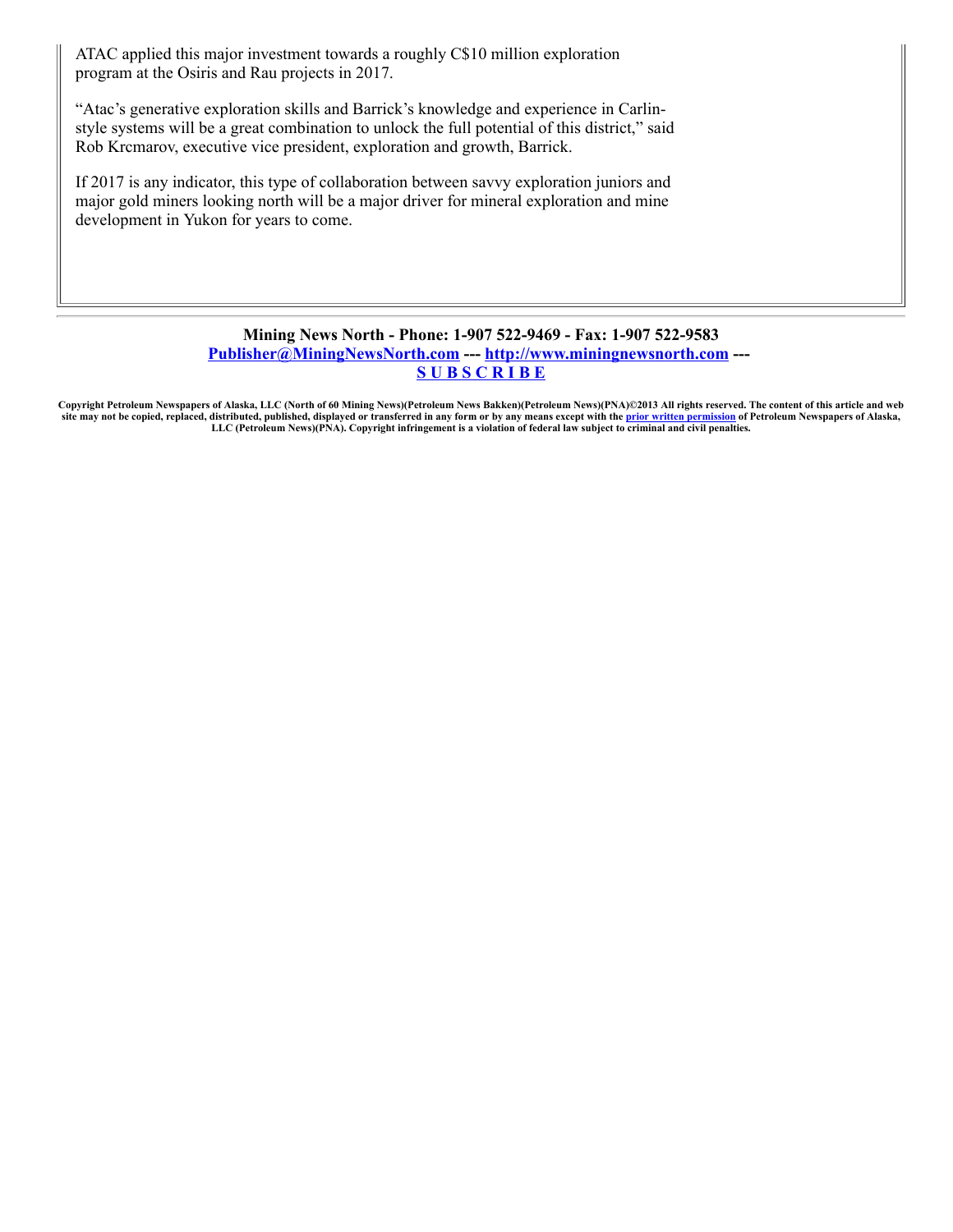ATAC applied this major investment towards a roughly C$10 million exploration program at the Osiris and Rau projects in 2017.

"Atac's generative exploration skills and Barrick's knowledge and experience in Carlin-style systems will be a great combination to unlock the full potential of this district," said Rob Krcmarov, executive vice president, exploration and growth, Barrick.

If 2017 is any indicator, this type of collaboration between savvy exploration juniors and major gold miners looking north will be a major driver for mineral exploration and mine development in Yukon for years to come.

---

**Mining News North - Phone: 1-907 522-9469 - Fax: 1-907 522-9583**
**Publisher@MiningNewsNorth.com --- http://www.miningnewsnorth.com ---**
**S U B S C R I B E**

**Copyright Petroleum Newspapers of Alaska, LLC (North of 60 Mining News)(Petroleum News Bakken)(Petroleum News)(PNA)©2013 All rights reserved. The content of this article and web site may not be copied, replaced, distributed, published, displayed or transferred in any form or by any means except with the prior written permission of Petroleum Newspapers of Alaska, LLC (Petroleum News)(PNA). Copyright infringement is a violation of federal law subject to criminal and civil penalties.**